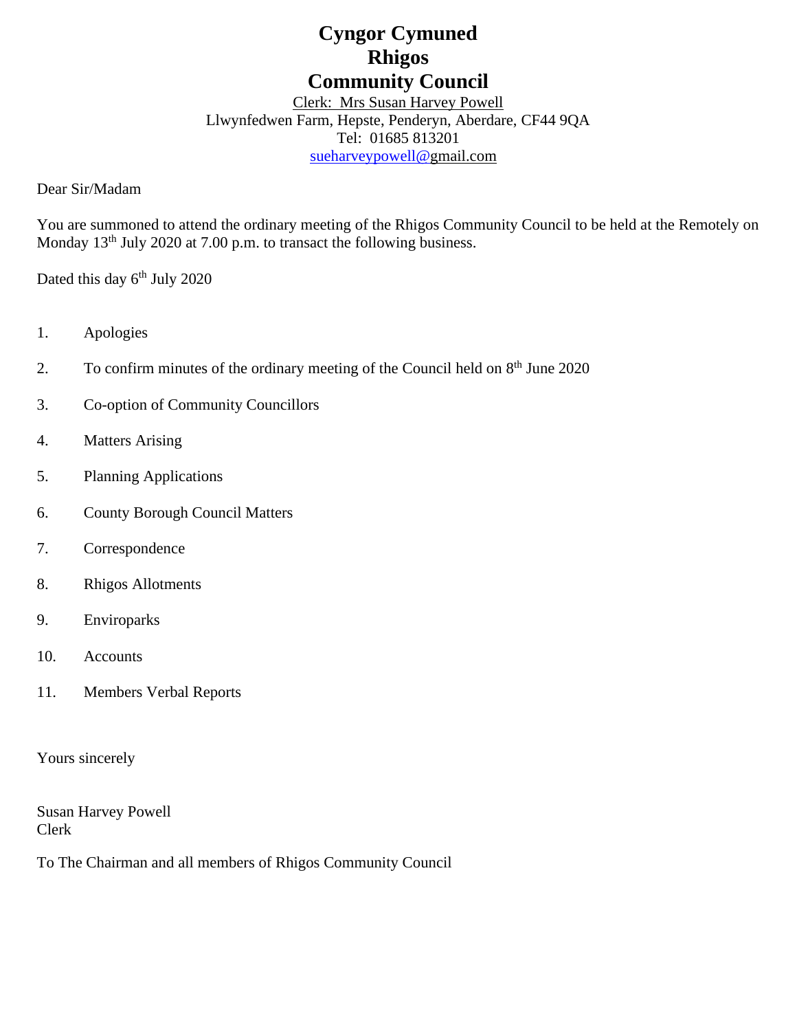# Cyngor Cymuned Rhigos Community Council

Clerk: Mrs Susan Harvey Powell
Llwynfedwen Farm, Hepste, Penderyn, Aberdare, CF44 9QA
Tel: 01685 813201
sueharveypowell@gmail.com

Dear Sir/Madam

You are summoned to attend the ordinary meeting of the Rhigos Community Council to be held at the Remotely on Monday 13th July 2020 at 7.00 p.m. to transact the following business.

Dated this day 6th July 2020

1. Apologies
2. To confirm minutes of the ordinary meeting of the Council held on 8th June 2020
3. Co-option of Community Councillors
4. Matters Arising
5. Planning Applications
6. County Borough Council Matters
7. Correspondence
8. Rhigos Allotments
9. Enviroparks
10. Accounts
11. Members Verbal Reports

Yours sincerely

Susan Harvey Powell
Clerk

To The Chairman and all members of Rhigos Community Council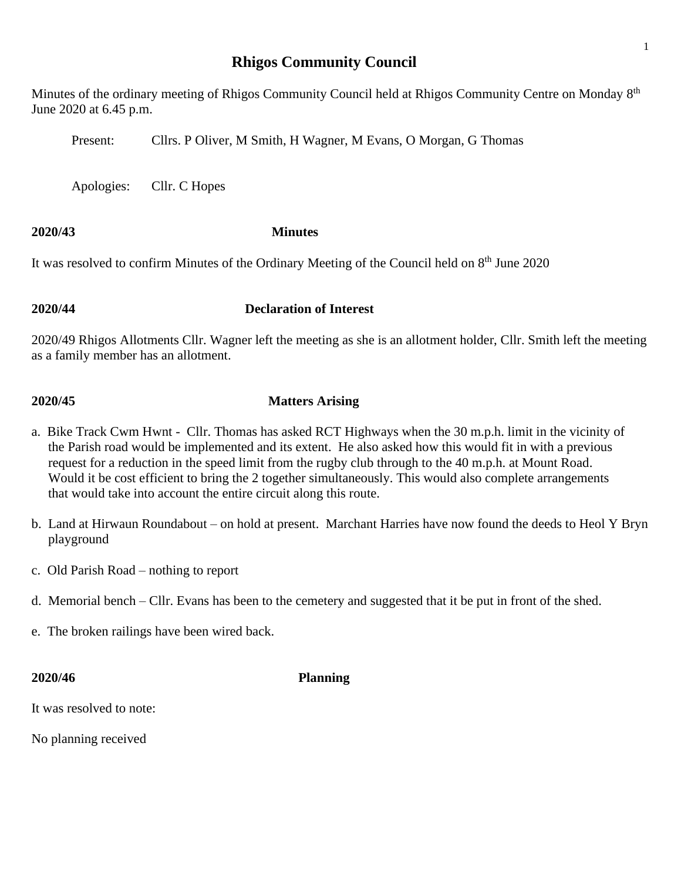# Rhigos Community Council

Minutes of the ordinary meeting of Rhigos Community Council held at Rhigos Community Centre on Monday 8th June 2020 at 6.45 p.m.

Present: Cllrs. P Oliver, M Smith, H Wagner, M Evans, O Morgan, G Thomas

Apologies: Cllr. C Hopes

**2020/43** **Minutes**

It was resolved to confirm Minutes of the Ordinary Meeting of the Council held on 8th June 2020

**2020/44** **Declaration of Interest**

2020/49 Rhigos Allotments Cllr. Wagner left the meeting as she is an allotment holder, Cllr. Smith left the meeting as a family member has an allotment.

**2020/45** **Matters Arising**

a. Bike Track Cwm Hwnt - Cllr. Thomas has asked RCT Highways when the 30 m.p.h. limit in the vicinity of the Parish road would be implemented and its extent. He also asked how this would fit in with a previous request for a reduction in the speed limit from the rugby club through to the 40 m.p.h. at Mount Road. Would it be cost efficient to bring the 2 together simultaneously. This would also complete arrangements that would take into account the entire circuit along this route.

b. Land at Hirwaun Roundabout – on hold at present. Marchant Harries have now found the deeds to Heol Y Bryn playground

c. Old Parish Road – nothing to report

d. Memorial bench – Cllr. Evans has been to the cemetery and suggested that it be put in front of the shed.

e. The broken railings have been wired back.

**2020/46** **Planning**

It was resolved to note:

No planning received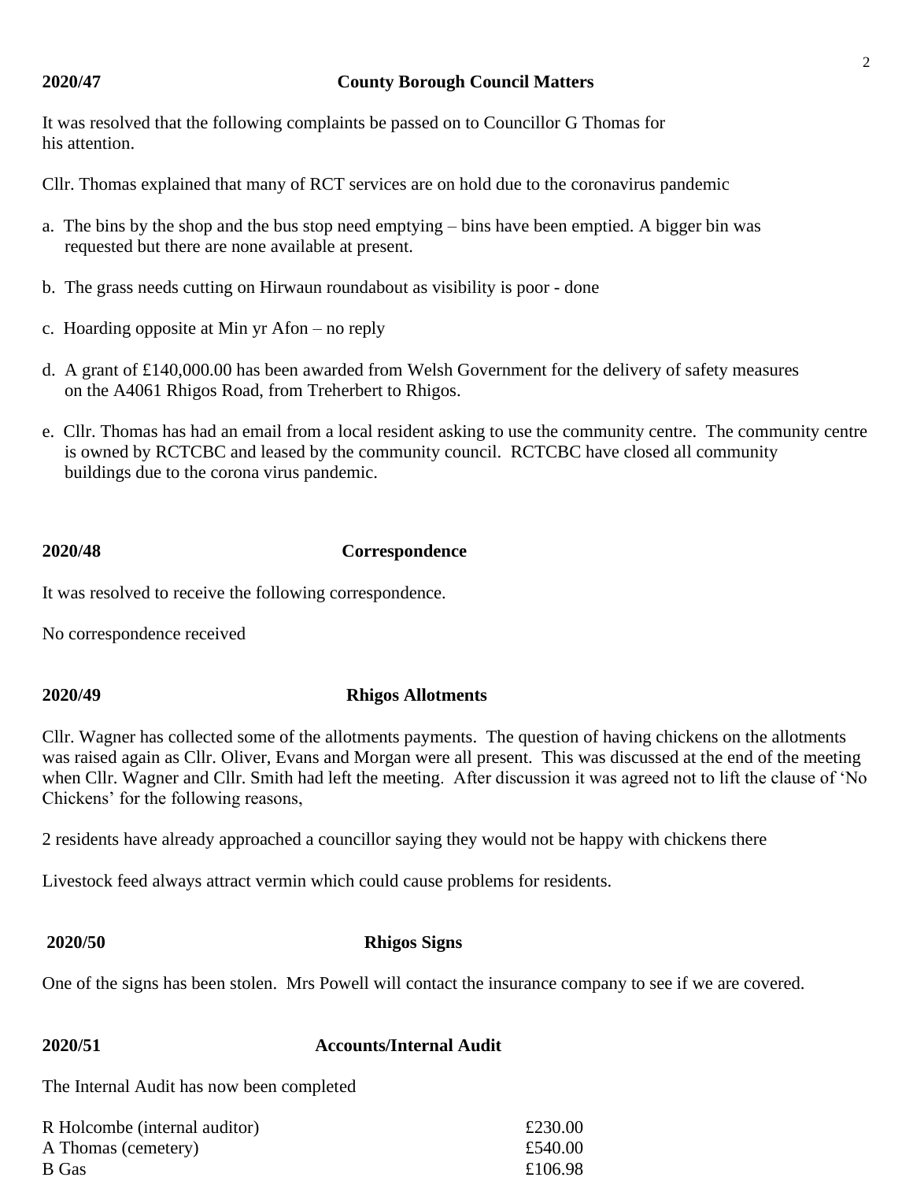**2020/47 County Borough Council Matters**

It was resolved that the following complaints be passed on to Councillor G Thomas for his attention.

Cllr. Thomas explained that many of RCT services are on hold due to the coronavirus pandemic

a. The bins by the shop and the bus stop need emptying – bins have been emptied. A bigger bin was requested but there are none available at present.

b. The grass needs cutting on Hirwaun roundabout as visibility is poor - done

c. Hoarding opposite at Min yr Afon – no reply

d. A grant of £140,000.00 has been awarded from Welsh Government for the delivery of safety measures on the A4061 Rhigos Road, from Treherbert to Rhigos.

e. Cllr. Thomas has had an email from a local resident asking to use the community centre. The community centre is owned by RCTCBC and leased by the community council. RCTCBC have closed all community buildings due to the corona virus pandemic.

**2020/48 Correspondence**

It was resolved to receive the following correspondence.

No correspondence received

**2020/49 Rhigos Allotments**

Cllr. Wagner has collected some of the allotments payments. The question of having chickens on the allotments was raised again as Cllr. Oliver, Evans and Morgan were all present. This was discussed at the end of the meeting when Cllr. Wagner and Cllr. Smith had left the meeting. After discussion it was agreed not to lift the clause of 'No Chickens' for the following reasons,

2 residents have already approached a councillor saying they would not be happy with chickens there

Livestock feed always attract vermin which could cause problems for residents.

**2020/50 Rhigos Signs**

One of the signs has been stolen. Mrs Powell will contact the insurance company to see if we are covered.

**2020/51 Accounts/Internal Audit**

The Internal Audit has now been completed

| | |
|---|---|
| R Holcombe (internal auditor) | £230.00 |
| A Thomas (cemetery) | £540.00 |
| B Gas | £106.98 |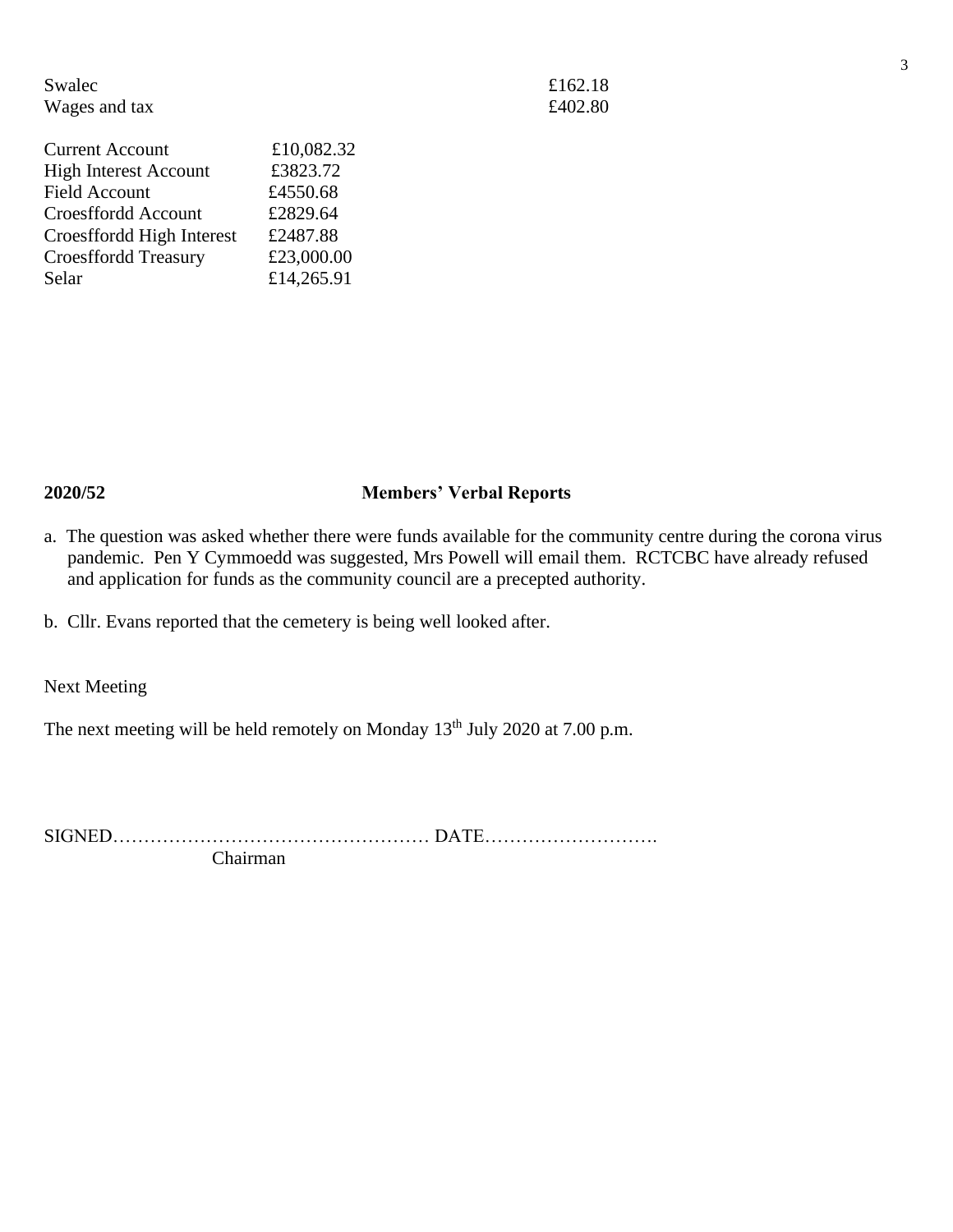| | |
|---|---|
| Swalec | £162.18 |
| Wages and tax | £402.80 |

| | |
|---|---|
| Current Account | £10,082.32 |
| High Interest Account | £3823.72 |
| Field Account | £4550.68 |
| Croesffordd Account | £2829.64 |
| Croesffordd High Interest | £2487.88 |
| Croesffordd Treasury | £23,000.00 |
| Selar | £14,265.91 |

**2020/52 Members' Verbal Reports**

a. The question was asked whether there were funds available for the community centre during the corona virus pandemic. Pen Y Cymmoedd was suggested, Mrs Powell will email them. RCTCBC have already refused and application for funds as the community council are a precepted authority.

b. Cllr. Evans reported that the cemetery is being well looked after.

Next Meeting

The next meeting will be held remotely on Monday 13th July 2020 at 7.00 p.m.

SIGNED…………………………………………… DATE……………………….
Chairman